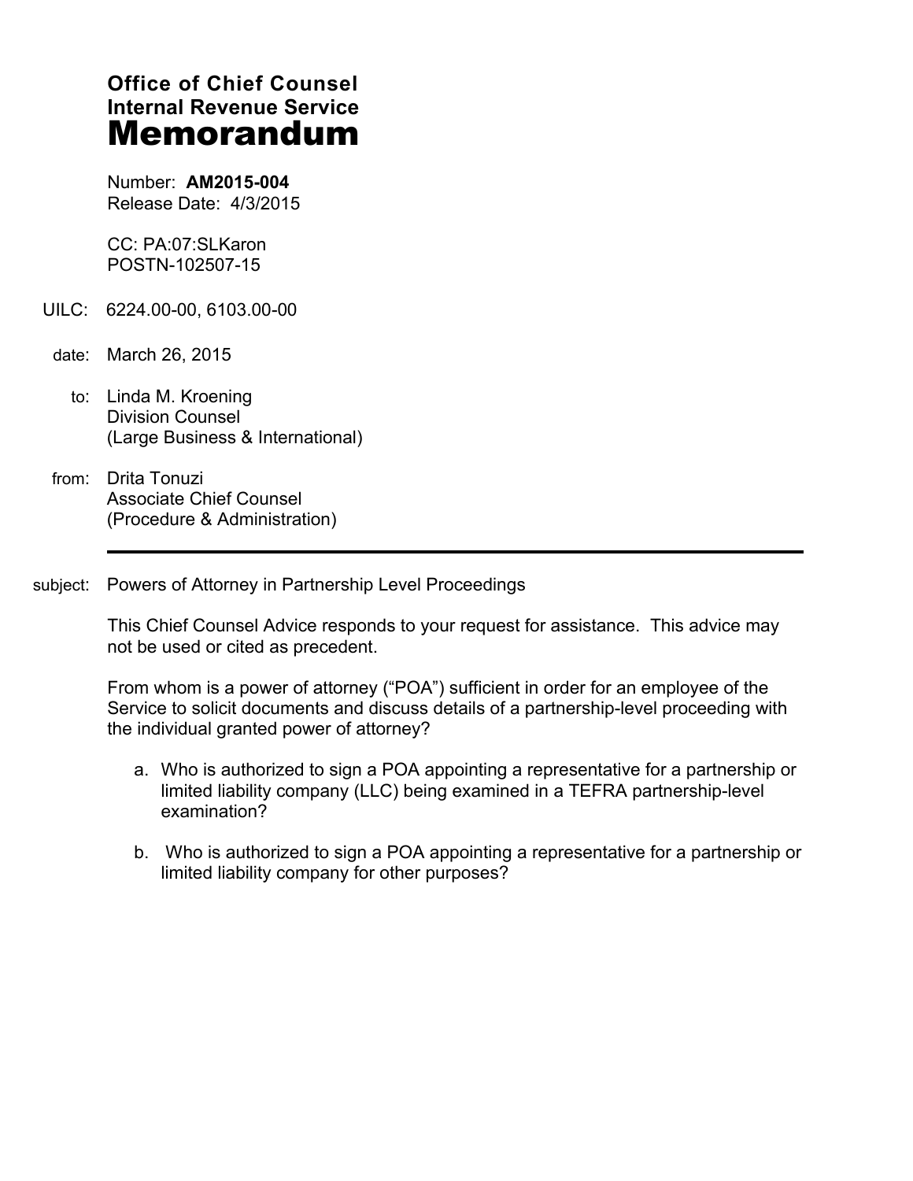# Office of Chief Counsel
# Internal Revenue Service
# Memorandum

Number: **AM2015-004**
Release Date: 4/3/2015

CC: PA:07:SLKaron
POSTN-102507-15

UILC: 6224.00-00, 6103.00-00

date: March 26, 2015

to: Linda M. Kroening
Division Counsel
(Large Business & International)

from: Drita Tonuzi
Associate Chief Counsel
(Procedure & Administration)

---

subject: Powers of Attorney in Partnership Level Proceedings

This Chief Counsel Advice responds to your request for assistance. This advice may not be used or cited as precedent.

From whom is a power of attorney ("POA") sufficient in order for an employee of the Service to solicit documents and discuss details of a partnership-level proceeding with the individual granted power of attorney?

a. Who is authorized to sign a POA appointing a representative for a partnership or limited liability company (LLC) being examined in a TEFRA partnership-level examination?

b. Who is authorized to sign a POA appointing a representative for a partnership or limited liability company for other purposes?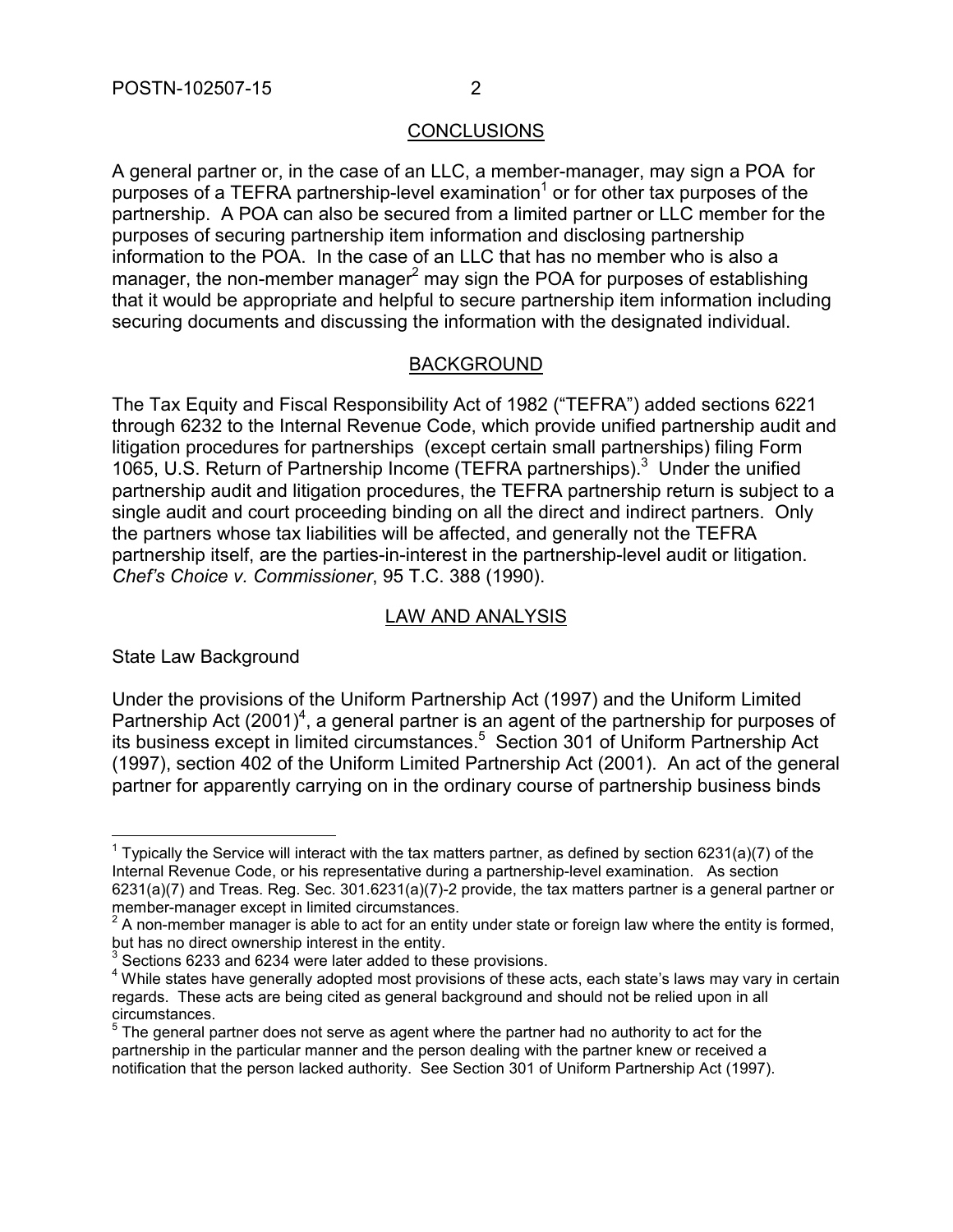## CONCLUSIONS

A general partner or, in the case of an LLC, a member-manager, may sign a POA for purposes of a TEFRA partnership-level examination[1] or for other tax purposes of the partnership. A POA can also be secured from a limited partner or LLC member for the purposes of securing partnership item information and disclosing partnership information to the POA. In the case of an LLC that has no member who is also a manager, the non-member manager[2] may sign the POA for purposes of establishing that it would be appropriate and helpful to secure partnership item information including securing documents and discussing the information with the designated individual.

## BACKGROUND

The Tax Equity and Fiscal Responsibility Act of 1982 ("TEFRA") added sections 6221 through 6232 to the Internal Revenue Code, which provide unified partnership audit and litigation procedures for partnerships (except certain small partnerships) filing Form 1065, U.S. Return of Partnership Income (TEFRA partnerships).[3] Under the unified partnership audit and litigation procedures, the TEFRA partnership return is subject to a single audit and court proceeding binding on all the direct and indirect partners. Only the partners whose tax liabilities will be affected, and generally not the TEFRA partnership itself, are the parties-in-interest in the partnership-level audit or litigation. *Chef's Choice v. Commissioner*, 95 T.C. 388 (1990).

## LAW AND ANALYSIS

State Law Background

Under the provisions of the Uniform Partnership Act (1997) and the Uniform Limited Partnership Act (2001)[4], a general partner is an agent of the partnership for purposes of its business except in limited circumstances.[5] Section 301 of Uniform Partnership Act (1997), section 402 of the Uniform Limited Partnership Act (2001). An act of the general partner for apparently carrying on in the ordinary course of partnership business binds

---

[1] Typically the Service will interact with the tax matters partner, as defined by section 6231(a)(7) of the Internal Revenue Code, or his representative during a partnership-level examination. As section 6231(a)(7) and Treas. Reg. Sec. 301.6231(a)(7)-2 provide, the tax matters partner is a general partner or member-manager except in limited circumstances.

[2] A non-member manager is able to act for an entity under state or foreign law where the entity is formed, but has no direct ownership interest in the entity.

[3] Sections 6233 and 6234 were later added to these provisions.

[4] While states have generally adopted most provisions of these acts, each state's laws may vary in certain regards. These acts are being cited as general background and should not be relied upon in all circumstances.

[5] The general partner does not serve as agent where the partner had no authority to act for the partnership in the particular manner and the person dealing with the partner knew or received a notification that the person lacked authority. See Section 301 of Uniform Partnership Act (1997).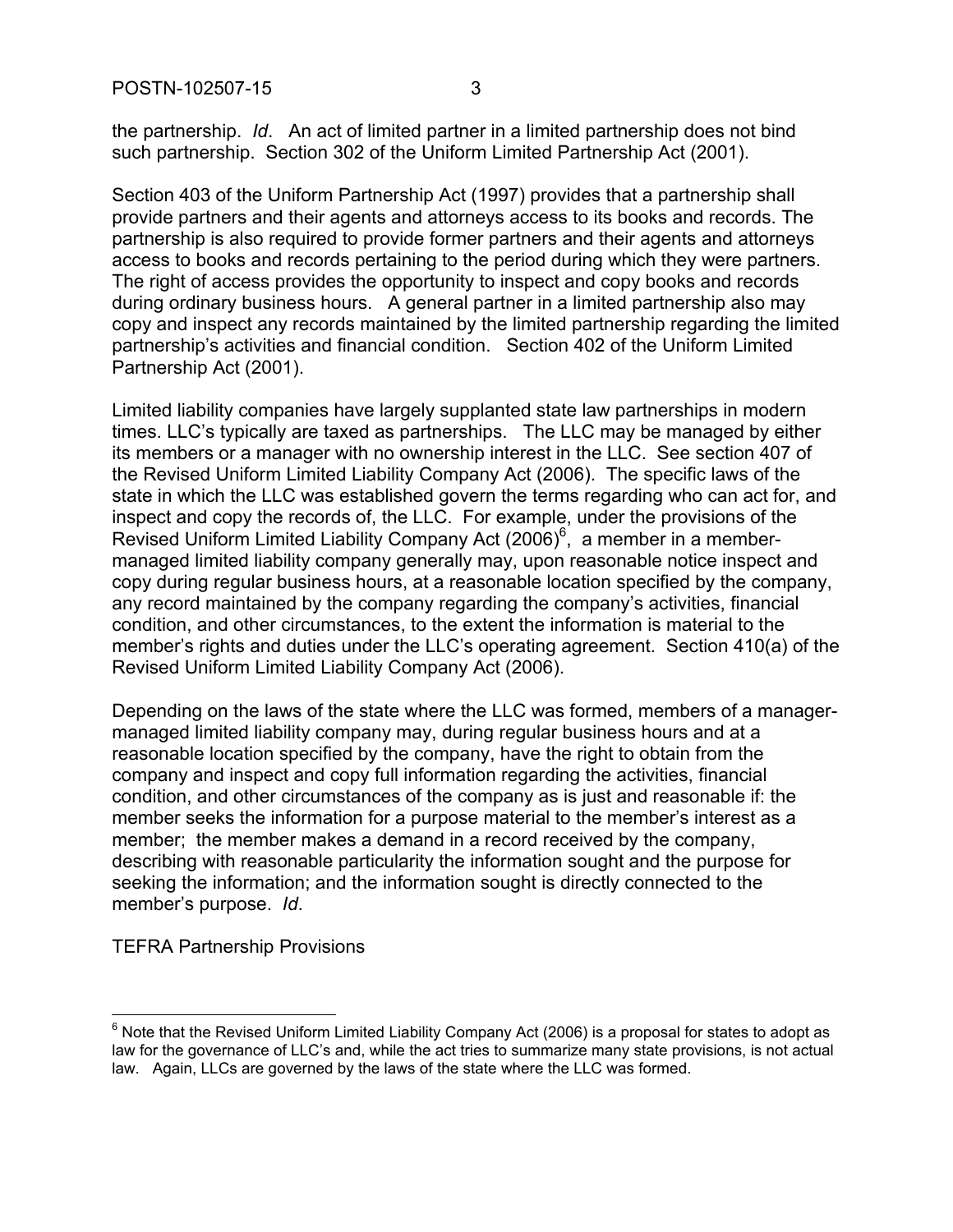the partnership. *Id*. An act of limited partner in a limited partnership does not bind such partnership. Section 302 of the Uniform Limited Partnership Act (2001).

Section 403 of the Uniform Partnership Act (1997) provides that a partnership shall provide partners and their agents and attorneys access to its books and records. The partnership is also required to provide former partners and their agents and attorneys access to books and records pertaining to the period during which they were partners. The right of access provides the opportunity to inspect and copy books and records during ordinary business hours. A general partner in a limited partnership also may copy and inspect any records maintained by the limited partnership regarding the limited partnership's activities and financial condition. Section 402 of the Uniform Limited Partnership Act (2001).

Limited liability companies have largely supplanted state law partnerships in modern times. LLC's typically are taxed as partnerships. The LLC may be managed by either its members or a manager with no ownership interest in the LLC. See section 407 of the Revised Uniform Limited Liability Company Act (2006). The specific laws of the state in which the LLC was established govern the terms regarding who can act for, and inspect and copy the records of, the LLC. For example, under the provisions of the Revised Uniform Limited Liability Company Act (2006)[6], a member in a member-managed limited liability company generally may, upon reasonable notice inspect and copy during regular business hours, at a reasonable location specified by the company, any record maintained by the company regarding the company's activities, financial condition, and other circumstances, to the extent the information is material to the member's rights and duties under the LLC's operating agreement. Section 410(a) of the Revised Uniform Limited Liability Company Act (2006).

Depending on the laws of the state where the LLC was formed, members of a manager-managed limited liability company may, during regular business hours and at a reasonable location specified by the company, have the right to obtain from the company and inspect and copy full information regarding the activities, financial condition, and other circumstances of the company as is just and reasonable if: the member seeks the information for a purpose material to the member's interest as a member; the member makes a demand in a record received by the company, describing with reasonable particularity the information sought and the purpose for seeking the information; and the information sought is directly connected to the member's purpose. *Id*.

TEFRA Partnership Provisions

---

[6] Note that the Revised Uniform Limited Liability Company Act (2006) is a proposal for states to adopt as law for the governance of LLC's and, while the act tries to summarize many state provisions, is not actual law. Again, LLCs are governed by the laws of the state where the LLC was formed.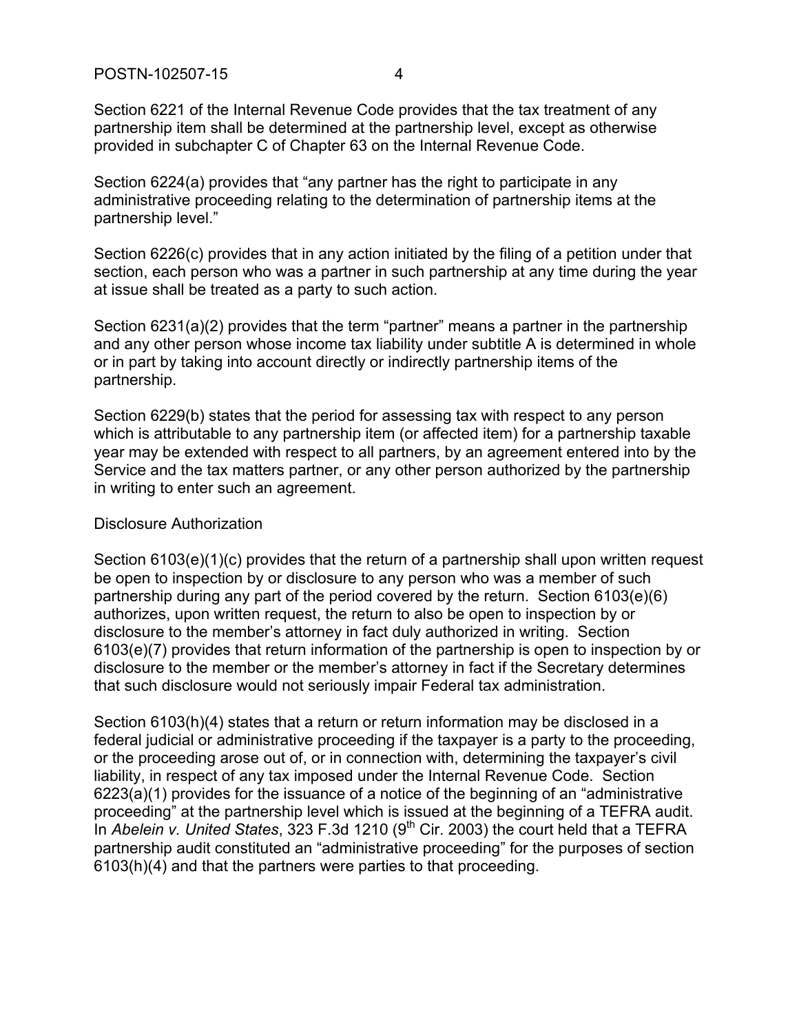Section 6221 of the Internal Revenue Code provides that the tax treatment of any partnership item shall be determined at the partnership level, except as otherwise provided in subchapter C of Chapter 63 on the Internal Revenue Code.

Section 6224(a) provides that "any partner has the right to participate in any administrative proceeding relating to the determination of partnership items at the partnership level."

Section 6226(c) provides that in any action initiated by the filing of a petition under that section, each person who was a partner in such partnership at any time during the year at issue shall be treated as a party to such action.

Section 6231(a)(2) provides that the term "partner" means a partner in the partnership and any other person whose income tax liability under subtitle A is determined in whole or in part by taking into account directly or indirectly partnership items of the partnership.

Section 6229(b) states that the period for assessing tax with respect to any person which is attributable to any partnership item (or affected item) for a partnership taxable year may be extended with respect to all partners, by an agreement entered into by the Service and the tax matters partner, or any other person authorized by the partnership in writing to enter such an agreement.

Disclosure Authorization

Section 6103(e)(1)(c) provides that the return of a partnership shall upon written request be open to inspection by or disclosure to any person who was a member of such partnership during any part of the period covered by the return. Section 6103(e)(6) authorizes, upon written request, the return to also be open to inspection by or disclosure to the member's attorney in fact duly authorized in writing. Section 6103(e)(7) provides that return information of the partnership is open to inspection by or disclosure to the member or the member's attorney in fact if the Secretary determines that such disclosure would not seriously impair Federal tax administration.

Section 6103(h)(4) states that a return or return information may be disclosed in a federal judicial or administrative proceeding if the taxpayer is a party to the proceeding, or the proceeding arose out of, or in connection with, determining the taxpayer's civil liability, in respect of any tax imposed under the Internal Revenue Code. Section 6223(a)(1) provides for the issuance of a notice of the beginning of an "administrative proceeding" at the partnership level which is issued at the beginning of a TEFRA audit. In *Abelein v. United States*, 323 F.3d 1210 (9th Cir. 2003) the court held that a TEFRA partnership audit constituted an "administrative proceeding" for the purposes of section 6103(h)(4) and that the partners were parties to that proceeding.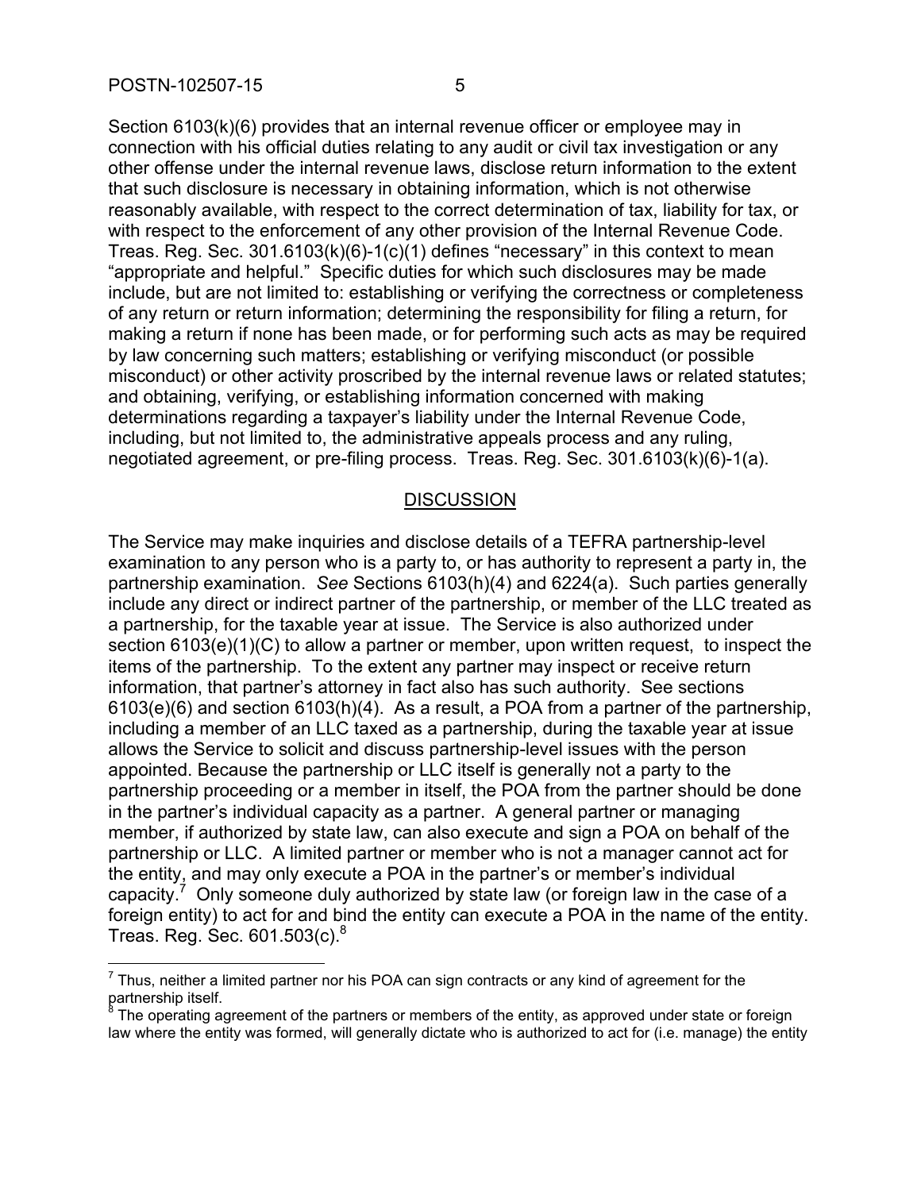Section 6103(k)(6) provides that an internal revenue officer or employee may in connection with his official duties relating to any audit or civil tax investigation or any other offense under the internal revenue laws, disclose return information to the extent that such disclosure is necessary in obtaining information, which is not otherwise reasonably available, with respect to the correct determination of tax, liability for tax, or with respect to the enforcement of any other provision of the Internal Revenue Code. Treas. Reg. Sec. 301.6103(k)(6)-1(c)(1) defines "necessary" in this context to mean "appropriate and helpful." Specific duties for which such disclosures may be made include, but are not limited to: establishing or verifying the correctness or completeness of any return or return information; determining the responsibility for filing a return, for making a return if none has been made, or for performing such acts as may be required by law concerning such matters; establishing or verifying misconduct (or possible misconduct) or other activity proscribed by the internal revenue laws or related statutes; and obtaining, verifying, or establishing information concerned with making determinations regarding a taxpayer's liability under the Internal Revenue Code, including, but not limited to, the administrative appeals process and any ruling, negotiated agreement, or pre-filing process. Treas. Reg. Sec. 301.6103(k)(6)-1(a).

## DISCUSSION

The Service may make inquiries and disclose details of a TEFRA partnership-level examination to any person who is a party to, or has authority to represent a party in, the partnership examination. *See* Sections 6103(h)(4) and 6224(a). Such parties generally include any direct or indirect partner of the partnership, or member of the LLC treated as a partnership, for the taxable year at issue. The Service is also authorized under section 6103(e)(1)(C) to allow a partner or member, upon written request, to inspect the items of the partnership. To the extent any partner may inspect or receive return information, that partner's attorney in fact also has such authority. See sections 6103(e)(6) and section 6103(h)(4). As a result, a POA from a partner of the partnership, including a member of an LLC taxed as a partnership, during the taxable year at issue allows the Service to solicit and discuss partnership-level issues with the person appointed. Because the partnership or LLC itself is generally not a party to the partnership proceeding or a member in itself, the POA from the partner should be done in the partner's individual capacity as a partner. A general partner or managing member, if authorized by state law, can also execute and sign a POA on behalf of the partnership or LLC. A limited partner or member who is not a manager cannot act for the entity, and may only execute a POA in the partner's or member's individual capacity.[7] Only someone duly authorized by state law (or foreign law in the case of a foreign entity) to act for and bind the entity can execute a POA in the name of the entity. Treas. Reg. Sec. 601.503(c).[8]

---

[7] Thus, neither a limited partner nor his POA can sign contracts or any kind of agreement for the partnership itself.

[8] The operating agreement of the partners or members of the entity, as approved under state or foreign law where the entity was formed, will generally dictate who is authorized to act for (i.e. manage) the entity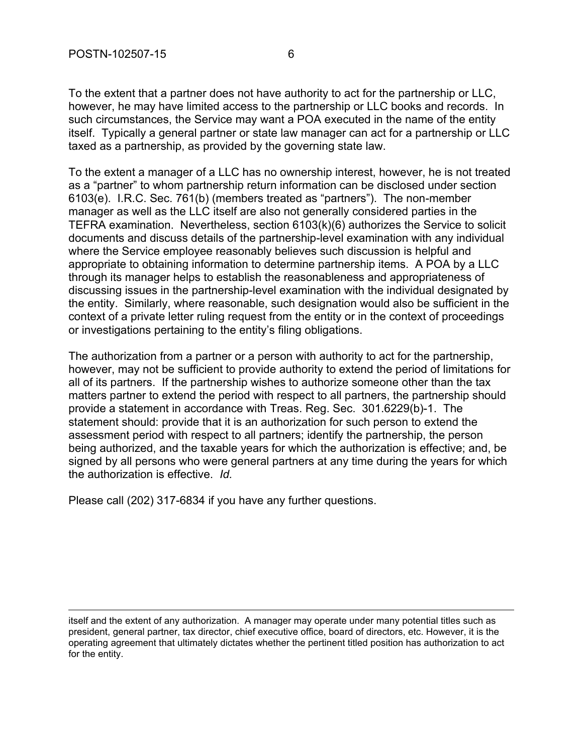To the extent that a partner does not have authority to act for the partnership or LLC, however, he may have limited access to the partnership or LLC books and records. In such circumstances, the Service may want a POA executed in the name of the entity itself. Typically a general partner or state law manager can act for a partnership or LLC taxed as a partnership, as provided by the governing state law.

To the extent a manager of a LLC has no ownership interest, however, he is not treated as a "partner" to whom partnership return information can be disclosed under section 6103(e). I.R.C. Sec. 761(b) (members treated as "partners"). The non-member manager as well as the LLC itself are also not generally considered parties in the TEFRA examination. Nevertheless, section 6103(k)(6) authorizes the Service to solicit documents and discuss details of the partnership-level examination with any individual where the Service employee reasonably believes such discussion is helpful and appropriate to obtaining information to determine partnership items. A POA by a LLC through its manager helps to establish the reasonableness and appropriateness of discussing issues in the partnership-level examination with the individual designated by the entity. Similarly, where reasonable, such designation would also be sufficient in the context of a private letter ruling request from the entity or in the context of proceedings or investigations pertaining to the entity's filing obligations.

The authorization from a partner or a person with authority to act for the partnership, however, may not be sufficient to provide authority to extend the period of limitations for all of its partners. If the partnership wishes to authorize someone other than the tax matters partner to extend the period with respect to all partners, the partnership should provide a statement in accordance with Treas. Reg. Sec. 301.6229(b)-1. The statement should: provide that it is an authorization for such person to extend the assessment period with respect to all partners; identify the partnership, the person being authorized, and the taxable years for which the authorization is effective; and, be signed by all persons who were general partners at any time during the years for which the authorization is effective. *Id.*

Please call (202) 317-6834 if you have any further questions.

---

itself and the extent of any authorization. A manager may operate under many potential titles such as president, general partner, tax director, chief executive office, board of directors, etc. However, it is the operating agreement that ultimately dictates whether the pertinent titled position has authorization to act for the entity.